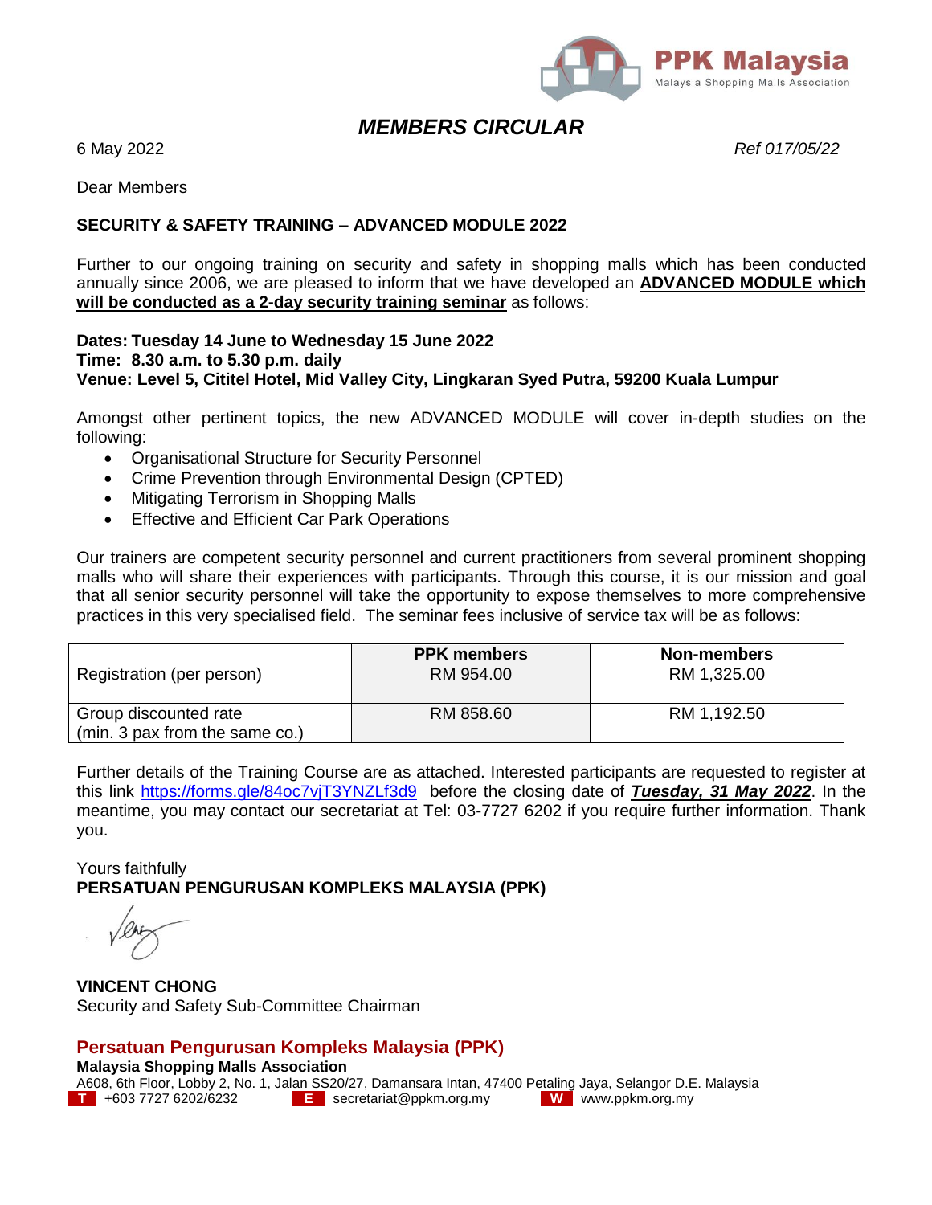PPK Malaysia
Malaysia Shopping Malls Association

# *MEMBERS CIRCULAR*

6 May 2022 *Ref 017/05/22*

Dear Members

**SECURITY & SAFETY TRAINING – ADVANCED MODULE 2022**

Further to our ongoing training on security and safety in shopping malls which has been conducted annually since 2006, we are pleased to inform that we have developed an **ADVANCED MODULE which will be conducted as a 2-day security training seminar** as follows:

**Dates: Tuesday 14 June to Wednesday 15 June 2022**
**Time: 8.30 a.m. to 5.30 p.m. daily**
**Venue: Level 5, Cititel Hotel, Mid Valley City, Lingkaran Syed Putra, 59200 Kuala Lumpur**

Amongst other pertinent topics, the new ADVANCED MODULE will cover in-depth studies on the following:

- Organisational Structure for Security Personnel
- Crime Prevention through Environmental Design (CPTED)
- Mitigating Terrorism in Shopping Malls
- Effective and Efficient Car Park Operations

Our trainers are competent security personnel and current practitioners from several prominent shopping malls who will share their experiences with participants. Through this course, it is our mission and goal that all senior security personnel will take the opportunity to expose themselves to more comprehensive practices in this very specialised field. The seminar fees inclusive of service tax will be as follows:

| | PPK members | Non-members |
|---|---|---|
| Registration (per person) | RM 954.00 | RM 1,325.00 |
| Group discounted rate (min. 3 pax from the same co.) | RM 858.60 | RM 1,192.50 |

Further details of the Training Course are as attached. Interested participants are requested to register at this link https://forms.gle/84oc7vjT3YNZLf3d9 before the closing date of ***Tuesday, 31 May 2022***. In the meantime, you may contact our secretariat at Tel: 03-7727 6202 if you require further information. Thank you.

Yours faithfully
**PERSATUAN PENGURUSAN KOMPLEKS MALAYSIA (PPK)**

**VINCENT CHONG**
Security and Safety Sub-Committee Chairman

**Persatuan Pengurusan Kompleks Malaysia (PPK)**
**Malaysia Shopping Malls Association**
A608, 6th Floor, Lobby 2, No. 1, Jalan SS20/27, Damansara Intan, 47400 Petaling Jaya, Selangor D.E. Malaysia
T +603 7727 6202/6232 E secretariat@ppkm.org.my W www.ppkm.org.my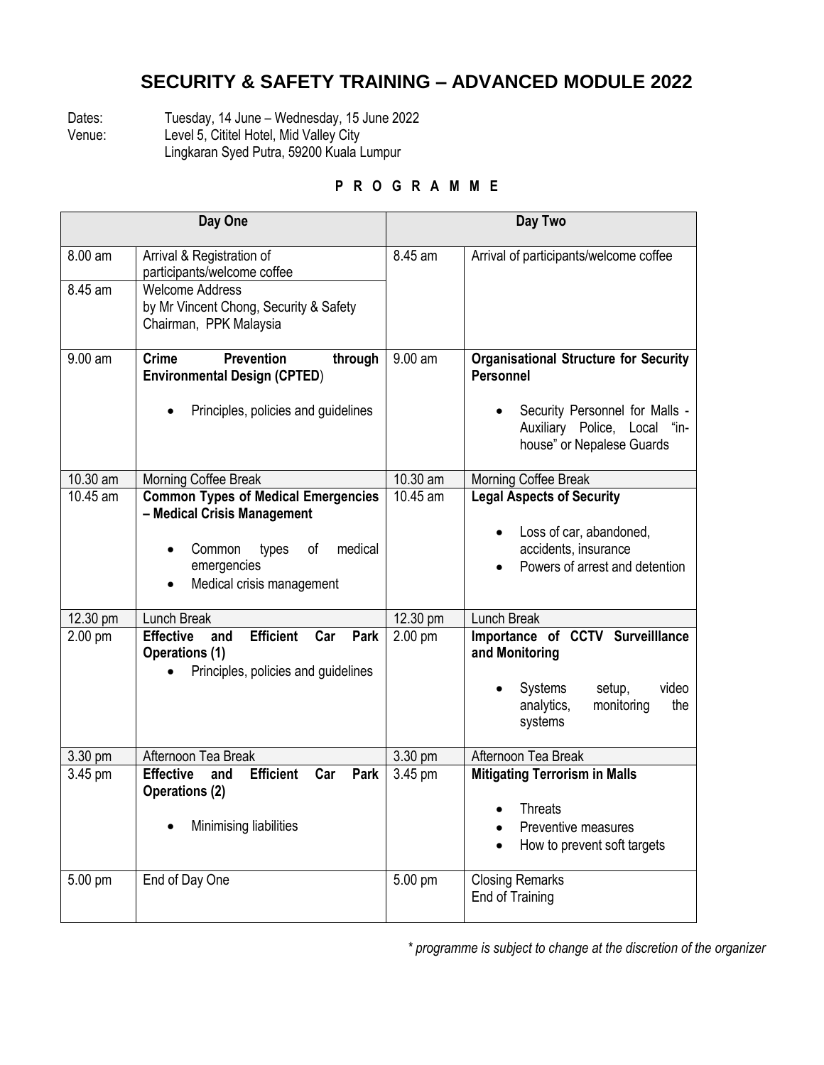# SECURITY & SAFETY TRAINING – ADVANCED MODULE 2022

Dates: Tuesday, 14 June – Wednesday, 15 June 2022
Venue: Level 5, Cititel Hotel, Mid Valley City
Lingkaran Syed Putra, 59200 Kuala Lumpur

**P R O G R A M M E**

| Day One | | Day Two | |
|---|---|---|---|
| 8.00 am | Arrival & Registration of participants/welcome coffee | 8.45 am | Arrival of participants/welcome coffee |
| 8.45 am | Welcome Address by Mr Vincent Chong, Security & Safety Chairman, PPK Malaysia | | |
| 9.00 am | **Crime Prevention through Environmental Design (CPTED**)<br>• Principles, policies and guidelines | 9.00 am | **Organisational Structure for Security Personnel**<br>• Security Personnel for Malls - Auxiliary Police, Local "in-house" or Nepalese Guards |
| 10.30 am | Morning Coffee Break | 10.30 am | Morning Coffee Break |
| 10.45 am | **Common Types of Medical Emergencies – Medical Crisis Management**<br>• Common types of medical emergencies<br>• Medical crisis management | 10.45 am | **Legal Aspects of Security**<br>• Loss of car, abandoned, accidents, insurance<br>• Powers of arrest and detention |
| 12.30 pm | Lunch Break | 12.30 pm | Lunch Break |
| 2.00 pm | **Effective and Efficient Car Park Operations (1)**<br>• Principles, policies and guidelines | 2.00 pm | **Importance of CCTV Surveilllance and Monitoring**<br>• Systems setup, video analytics, monitoring the systems |
| 3.30 pm | Afternoon Tea Break | 3.30 pm | Afternoon Tea Break |
| 3.45 pm | **Effective and Efficient Car Park Operations (2)**<br>• Minimising liabilities | 3.45 pm | **Mitigating Terrorism in Malls**<br>• Threats<br>• Preventive measures<br>• How to prevent soft targets |
| 5.00 pm | End of Day One | 5.00 pm | Closing Remarks<br>End of Training |

*\* programme is subject to change at the discretion of the organizer*